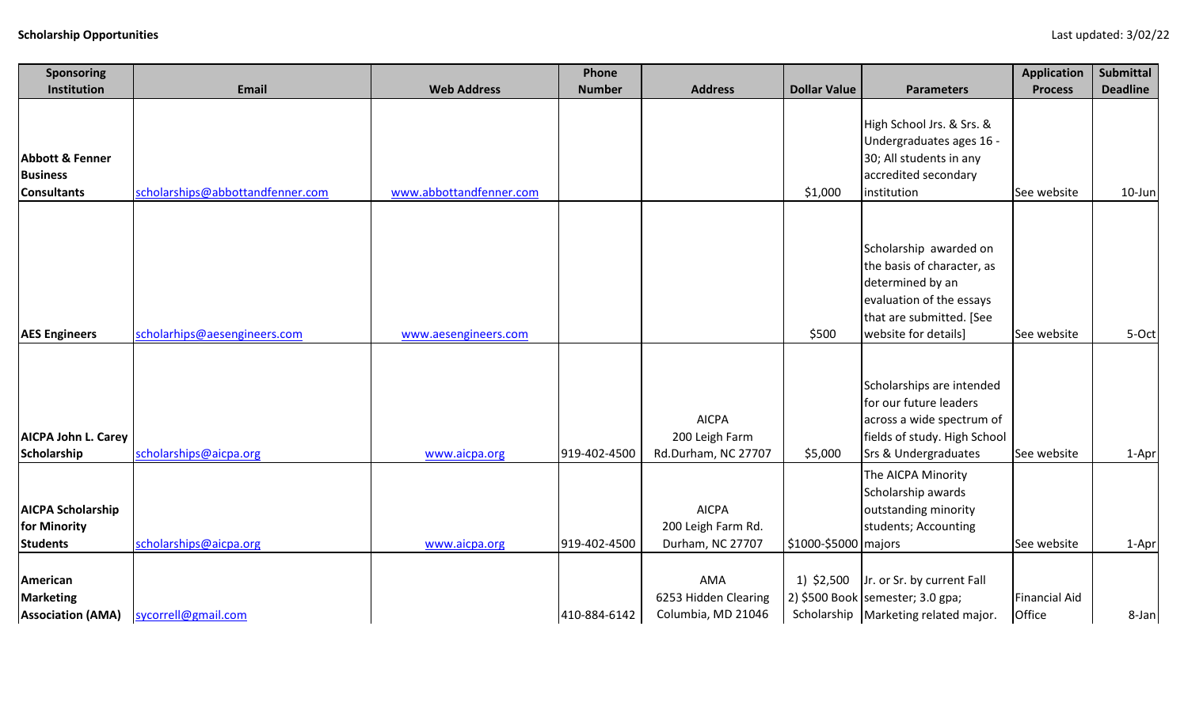**Scholarship Opportunities** Last updated: 3/02/22

| Sponsoring Institution | Email | Web Address | Phone Number | Address | Dollar Value | Parameters | Application Process | Submittal Deadline |
|---|---|---|---|---|---|---|---|---|
| **Abbott & Fenner Business Consultants** | scholarships@abbottandfenner.com | www.abbottandfenner.com | | | $1,000 | High School Jrs. & Srs. & Undergraduates ages 16 - 30; All students in any accredited secondary institution | See website | 10-Jun |
| **AES Engineers** | scholarhips@aesengineers.com | www.aesengineers.com | | | $500 | Scholarship awarded on the basis of character, as determined by an evaluation of the essays that are submitted. [See website for details] | See website | 5-Oct |
| **AICPA John L. Carey Scholarship** | scholarships@aicpa.org | www.aicpa.org | 919-402-4500 | AICPA 200 Leigh Farm Rd.Durham, NC 27707 | $5,000 | Scholarships are intended for our future leaders across a wide spectrum of fields of study. High School Srs & Undergraduates | See website | 1-Apr |
| **AICPA Scholarship for Minority Students** | scholarships@aicpa.org | www.aicpa.org | 919-402-4500 | AICPA 200 Leigh Farm Rd. Durham, NC 27707 | $1000-$5000 | The AICPA Minority Scholarship awards outstanding minority students; Accounting majors | See website | 1-Apr |
| **American Marketing Association (AMA)** | sycorrell@gmail.com | | 410-884-6142 | AMA 6253 Hidden Clearing Columbia, MD 21046 | 1) $2,500 2) $500 Book Scholarship | Jr. or Sr. by current Fall semester; 3.0 gpa; Marketing related major. | Financial Aid Office | 8-Jan |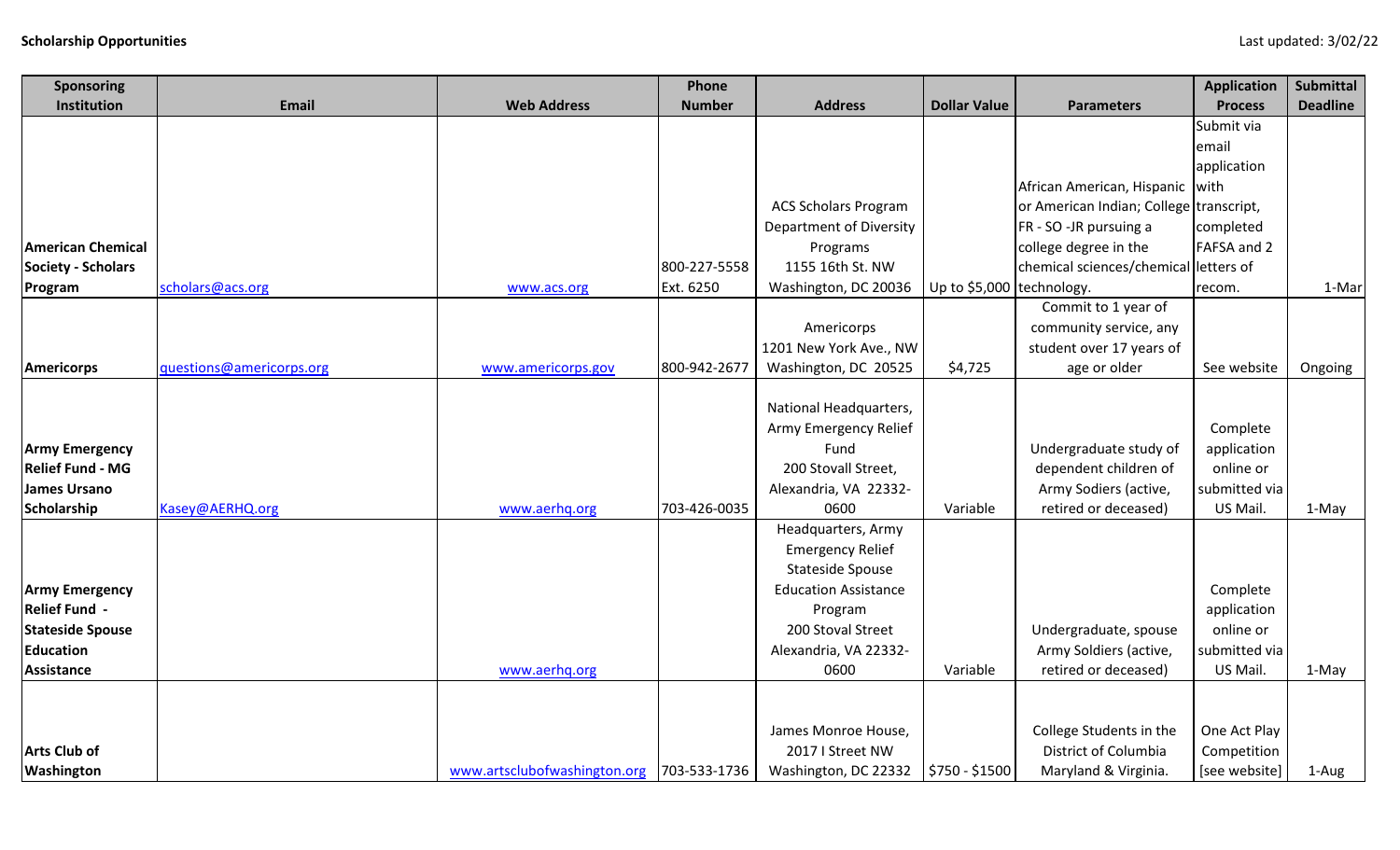**Scholarship Opportunities**

Last updated: 3/02/22

| Sponsoring Institution | Email | Web Address | Phone Number | Address | Dollar Value | Parameters | Application Process | Submittal Deadline |
|---|---|---|---|---|---|---|---|---|
| **American Chemical Society - Scholars Program** | scholars@acs.org | www.acs.org | 800-227-5558 Ext. 6250 | ACS Scholars Program Department of Diversity Programs 1155 16th St. NW Washington, DC 20036 | Up to $5,000 | African American, Hispanic or American Indian; College FR - SO -JR pursuing a college degree in the chemical sciences/chemical technology. | Submit via email application with transcript, completed FAFSA and 2 letters of recom. | 1-Mar |
| **Americorps** | questions@americorps.org | www.americorps.gov | 800-942-2677 | Americorps 1201 New York Ave., NW Washington, DC 20525 | $4,725 | Commit to 1 year of community service, any student over 17 years of age or older | See website | Ongoing |
| **Army Emergency Relief Fund - MG James Ursano Scholarship** | Kasey@AERHQ.org | www.aerhq.org | 703-426-0035 | National Headquarters, Army Emergency Relief Fund 200 Stovall Street, Alexandria, VA 22332-0600 | Variable | Undergraduate study of dependent children of Army Sodiers (active, retired or deceased) | Complete application online or submitted via US Mail. | 1-May |
| **Army Emergency Relief Fund - Stateside Spouse Education Assistance** | | www.aerhq.org | | Headquarters, Army Emergency Relief Stateside Spouse Education Assistance Program 200 Stoval Street Alexandria, VA 22332-0600 | Variable | Undergraduate, spouse Army Soldiers (active, retired or deceased) | Complete application online or submitted via US Mail. | 1-May |
| **Arts Club of Washington** | | www.artsclubofwashington.org | 703-533-1736 | James Monroe House, 2017 I Street NW Washington, DC 22332 | $750 - $1500 | College Students in the District of Columbia Maryland & Virginia. | One Act Play Competition [see website] | 1-Aug |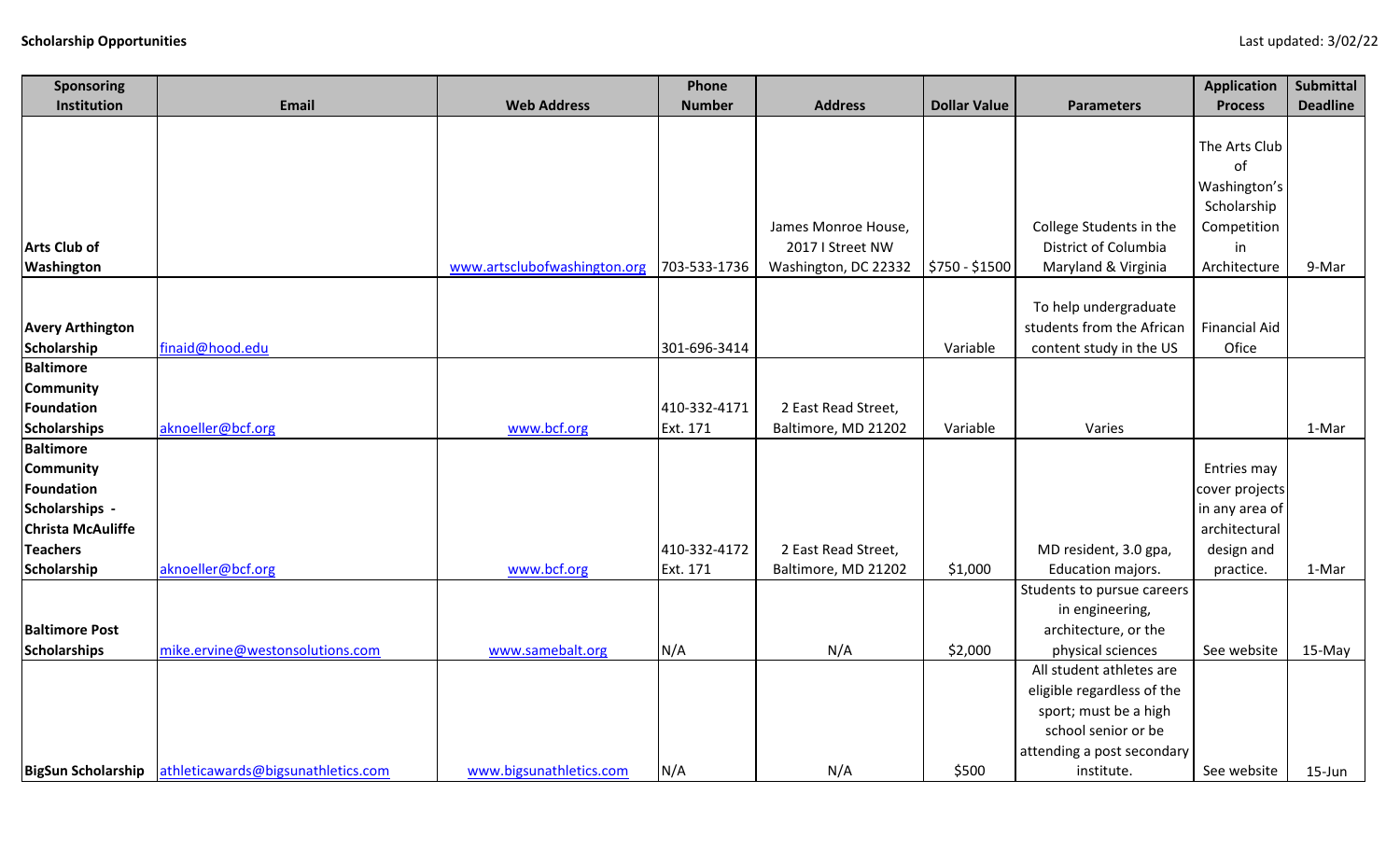**Scholarship Opportunities** Last updated: 3/02/22

| Sponsoring Institution | Email | Web Address | Phone Number | Address | Dollar Value | Parameters | Application Process | Submittal Deadline |
|---|---|---|---|---|---|---|---|---|
| **Arts Club of Washington** | | www.artsclubofwashington.org | 703-533-1736 | James Monroe House, 2017 I Street NW Washington, DC 22332 | $750 - $1500 | College Students in the District of Columbia Maryland & Virginia | The Arts Club of Washington's Scholarship Competition in Architecture | 9-Mar |
| **Avery Arthington Scholarship** | finaid@hood.edu | | 301-696-3414 | | Variable | To help undergraduate students from the African content study in the US | Financial Aid Ofice | |
| **Baltimore Community Foundation Scholarships** | aknoeller@bcf.org | www.bcf.org | 410-332-4171 Ext. 171 | 2 East Read Street, Baltimore, MD 21202 | Variable | Varies | | 1-Mar |
| **Baltimore Community Foundation Scholarships - Christa McAuliffe Teachers Scholarship** | aknoeller@bcf.org | www.bcf.org | 410-332-4172 Ext. 171 | 2 East Read Street, Baltimore, MD 21202 | $1,000 | MD resident, 3.0 gpa, Education majors. | Entries may cover projects in any area of architectural design and practice. | 1-Mar |
| **Baltimore Post Scholarships** | mike.ervine@westonsolutions.com | www.samebalt.org | N/A | N/A | $2,000 | Students to pursue careers in engineering, architecture, or the physical sciences | See website | 15-May |
| **BigSun Scholarship** | athleticawards@bigsunathletics.com | www.bigsunathletics.com | N/A | N/A | $500 | All student athletes are eligible regardless of the sport; must be a high school senior or be attending a post secondary institute. | See website | 15-Jun |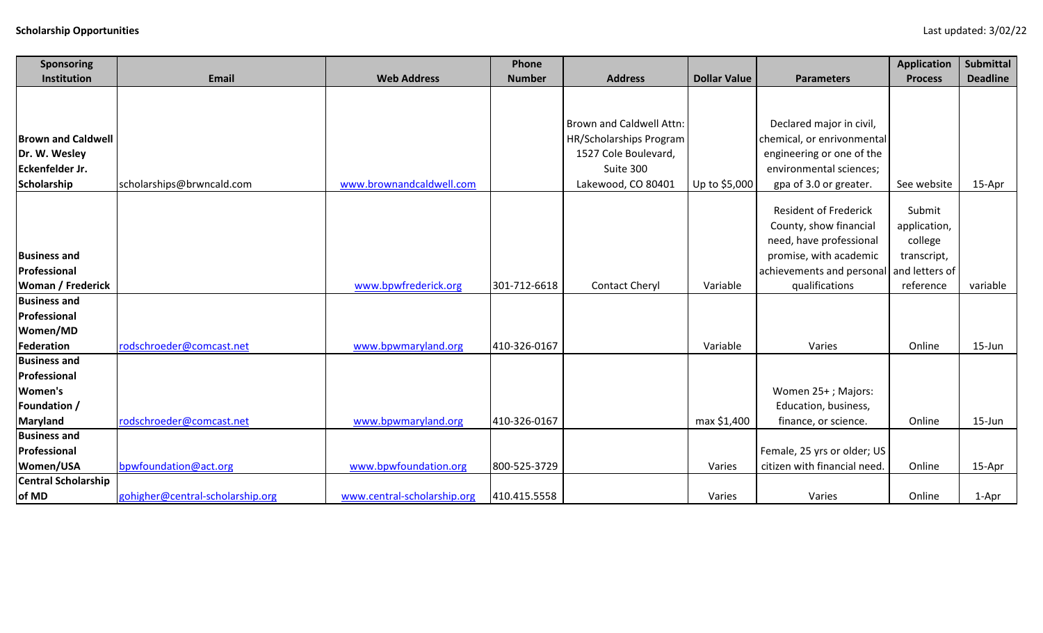**Scholarship Opportunities**

Last updated: 3/02/22

| Sponsoring Institution | Email | Web Address | Phone Number | Address | Dollar Value | Parameters | Application Process | Submittal Deadline |
|---|---|---|---|---|---|---|---|---|
| **Brown and Caldwell Dr. W. Wesley Eckenfelder Jr. Scholarship** | scholarships@brwncald.com | www.brownandcaldwell.com | | Brown and Caldwell Attn: HR/Scholarships Program 1527 Cole Boulevard, Suite 300 Lakewood, CO 80401 | Up to $5,000 | Declared major in civil, chemical, or environmental engineering or one of the environmental sciences; gpa of 3.0 or greater. | See website | 15-Apr |
| **Business and Professional Woman / Frederick** | | www.bpwfrederick.org | 301-712-6618 | Contact Cheryl | Variable | Resident of Frederick County, show financial need, have professional promise, with academic achievements and personal qualifications | Submit application, college transcript, and letters of reference | variable |
| **Business and Professional Women/MD Federation** | rodschroeder@comcast.net | www.bpwmaryland.org | 410-326-0167 | | Variable | Varies | Online | 15-Jun |
| **Business and Professional Women's Foundation / Maryland** | rodschroeder@comcast.net | www.bpwmaryland.org | 410-326-0167 | | max $1,400 | Women 25+ ; Majors: Education, business, finance, or science. | Online | 15-Jun |
| **Business and Professional Women/USA** | bpwfoundation@act.org | www.bpwfoundation.org | 800-525-3729 | | Varies | Female, 25 yrs or older; US citizen with financial need. | Online | 15-Apr |
| **Central Scholarship of MD** | gohigher@central-scholarship.org | www.central-scholarship.org | 410.415.5558 | | Varies | Varies | Online | 1-Apr |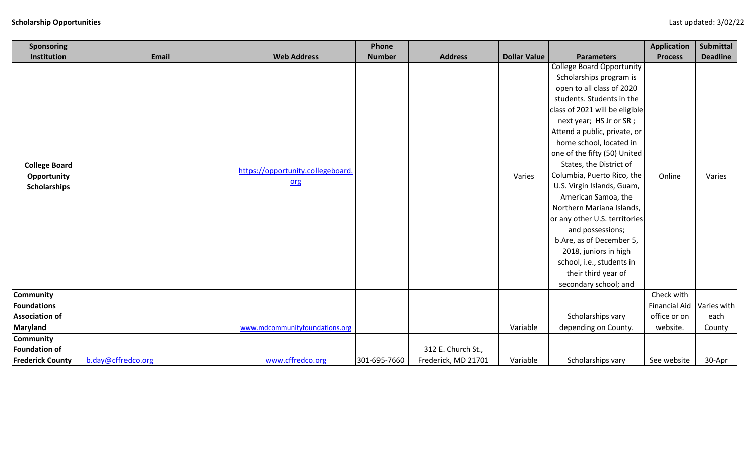**Scholarship Opportunities**

Last updated: 3/02/22

| Sponsoring Institution | Email | Web Address | Phone Number | Address | Dollar Value | Parameters | Application Process | Submittal Deadline |
|---|---|---|---|---|---|---|---|---|
| **College Board Opportunity Scholarships** | | https://opportunity.collegeboard.org | | | Varies | College Board Opportunity Scholarships program is open to all class of 2020 students. Students in the class of 2021 will be eligible next year; HS Jr or SR ; Attend a public, private, or home school, located in one of the fifty (50) United States, the District of Columbia, Puerto Rico, the U.S. Virgin Islands, Guam, American Samoa, the Northern Mariana Islands, or any other U.S. territories and possessions; b.Are, as of December 5, 2018, juniors in high school, i.e., students in their third year of secondary school; and | Online | Varies |
| **Community Foundations Association of Maryland** | | www.mdcommunityfoundations.org | | | Variable | Scholarships vary depending on County. | Check with Financial Aid office or on website. | Varies with each County |
| **Community Foundation of Frederick County** | b.day@cffredco.org | www.cffredco.org | 301-695-7660 | 312 E. Church St., Frederick, MD 21701 | Variable | Scholarships vary | See website | 30-Apr |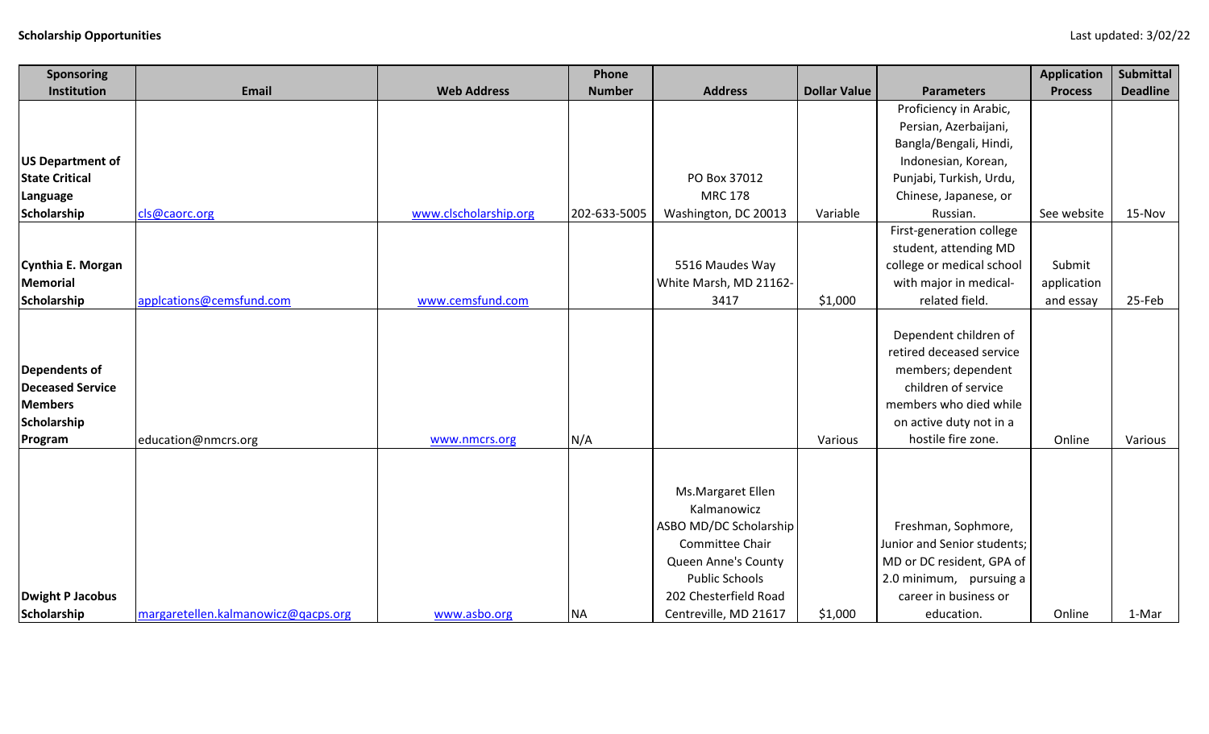**Scholarship Opportunities**

Last updated: 3/02/22

| Sponsoring Institution | Email | Web Address | Phone Number | Address | Dollar Value | Parameters | Application Process | Submittal Deadline |
|---|---|---|---|---|---|---|---|---|
| **US Department of State Critical Language Scholarship** | cls@caorc.org | www.clscholarship.org | 202-633-5005 | PO Box 37012 MRC 178 Washington, DC 20013 | Variable | Proficiency in Arabic, Persian, Azerbaijani, Bangla/Bengali, Hindi, Indonesian, Korean, Punjabi, Turkish, Urdu, Chinese, Japanese, or Russian. | See website | 15-Nov |
| **Cynthia E. Morgan Memorial Scholarship** | applcations@cemsfund.com | www.cemsfund.com | | 5516 Maudes Way White Marsh, MD 21162-3417 | $1,000 | First-generation college student, attending MD college or medical school with major in medical-related field. | Submit application and essay | 25-Feb |
| **Dependents of Deceased Service Members Scholarship Program** | education@nmcrs.org | www.nmcrs.org | N/A | | Various | Dependent children of retired deceased service members; dependent children of service members who died while on active duty not in a hostile fire zone. | Online | Various |
| **Dwight P Jacobus Scholarship** | margaretellen.kalmanowicz@qacps.org | www.asbo.org | NA | Ms.Margaret Ellen Kalmanowicz ASBO MD/DC Scholarship Committee Chair Queen Anne's County Public Schools 202 Chesterfield Road Centreville, MD 21617 | $1,000 | Freshman, Sophmore, Junior and Senior students; MD or DC resident, GPA of 2.0 minimum, pursuing a career in business or education. | Online | 1-Mar |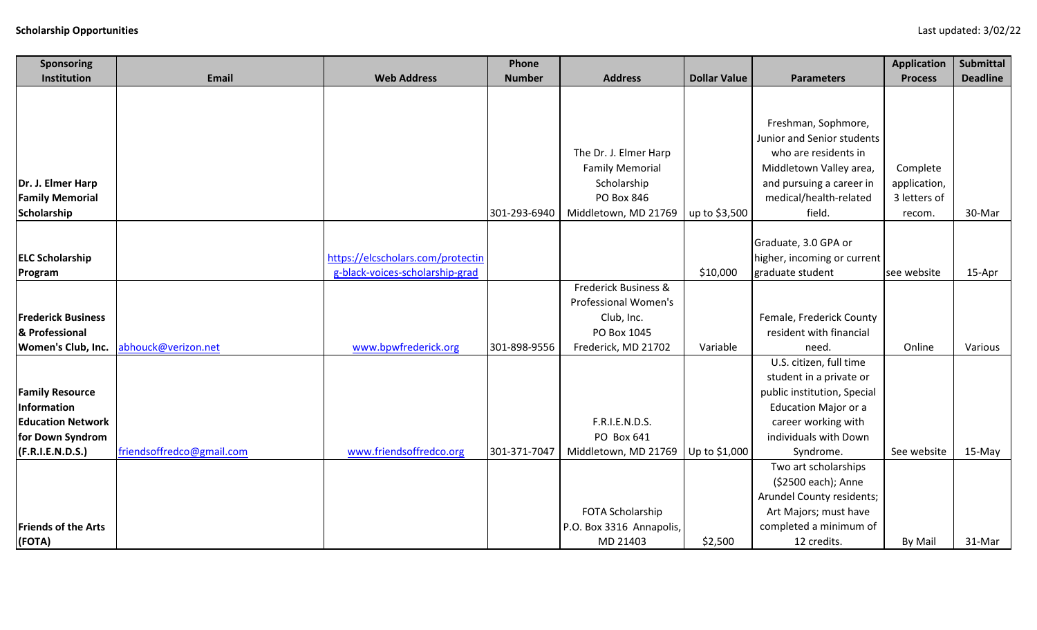**Scholarship Opportunities**

Last updated: 3/02/22

| Sponsoring Institution | Email | Web Address | Phone Number | Address | Dollar Value | Parameters | Application Process | Submittal Deadline |
|---|---|---|---|---|---|---|---|---|
| **Dr. J. Elmer Harp Family Memorial Scholarship** | | | 301-293-6940 | The Dr. J. Elmer Harp Family Memorial Scholarship PO Box 846 Middletown, MD 21769 | up to $3,500 | Freshman, Sophmore, Junior and Senior students who are residents in Middletown Valley area, and pursuing a career in medical/health-related field. | Complete application, 3 letters of recom. | 30-Mar |
| **ELC Scholarship Program** | | https://elcscholars.com/protecting-black-voices-scholarship-grad | | | $10,000 | Graduate, 3.0 GPA or higher, incoming or current graduate student | see website | 15-Apr |
| **Frederick Business & Professional Women's Club, Inc.** | abhouck@verizon.net | www.bpwfrederick.org | 301-898-9556 | Frederick Business & Professional Women's Club, Inc. PO Box 1045 Frederick, MD 21702 | Variable | Female, Frederick County resident with financial need. | Online | Various |
| **Family Resource Information Education Network for Down Syndrom (F.R.I.E.N.D.S.)** | friendsoffredco@gmail.com | www.friendsoffredco.org | 301-371-7047 | F.R.I.E.N.D.S. PO Box 641 Middletown, MD 21769 | Up to $1,000 | U.S. citizen, full time student in a private or public institution, Special Education Major or a career working with individuals with Down Syndrome. | See website | 15-May |
| **Friends of the Arts (FOTA)** | | | | FOTA Scholarship P.O. Box 3316 Annapolis, MD 21403 | $2,500 | Two art scholarships ($2500 each); Anne Arundel County residents; Art Majors; must have completed a minimum of 12 credits. | By Mail | 31-Mar |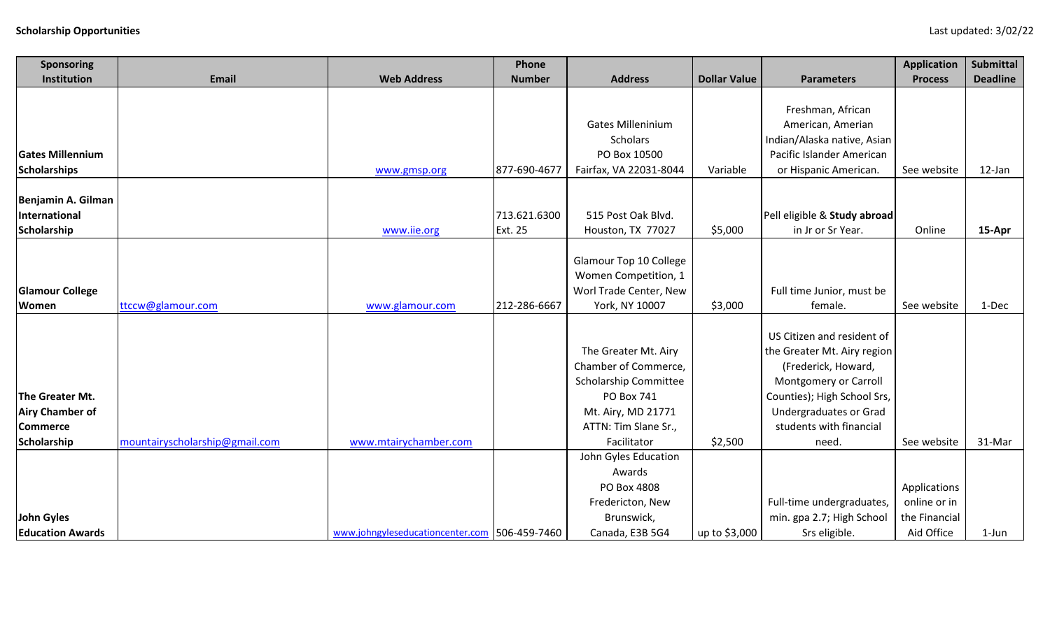**Scholarship Opportunities**

Last updated: 3/02/22

| Sponsoring Institution | Email | Web Address | Phone Number | Address | Dollar Value | Parameters | Application Process | Submittal Deadline |
|---|---|---|---|---|---|---|---|---|
| **Gates Millennium Scholarships** | | www.gmsp.org | 877-690-4677 | Gates Milleninium Scholars PO Box 10500 Fairfax, VA 22031-8044 | Variable | Freshman, African American, American Indian/Alaska native, Asian Pacific Islander American or Hispanic American. | See website | 12-Jan |
| **Benjamin A. Gilman International Scholarship** | | www.iie.org | 713.621.6300 Ext. 25 | 515 Post Oak Blvd. Houston, TX 77027 | $5,000 | Pell eligible & **Study abroad** in Jr or Sr Year. | Online | **15-Apr** |
| **Glamour College Women** | ttccw@glamour.com | www.glamour.com | 212-286-6667 | Glamour Top 10 College Women Competition, 1 Worl Trade Center, New York, NY 10007 | $3,000 | Full time Junior, must be female. | See website | 1-Dec |
| **The Greater Mt. Airy Chamber of Commerce Scholarship** | mountairyscholarship@gmail.com | www.mtairychamber.com | | The Greater Mt. Airy Chamber of Commerce, Scholarship Committee PO Box 741 Mt. Airy, MD 21771 ATTN: Tim Slane Sr., Facilitator | $2,500 | US Citizen and resident of the Greater Mt. Airy region (Frederick, Howard, Montgomery or Carroll Counties); High School Srs, Undergraduates or Grad students with financial need. | See website | 31-Mar |
| **John Gyles Education Awards** | | www.johngyleseducationcenter.com | 506-459-7460 | John Gyles Education Awards PO Box 4808 Fredericton, New Brunswick, Canada, E3B 5G4 | up to $3,000 | Full-time undergraduates, min. gpa 2.7; High School Srs eligible. | Applications online or in the Financial Aid Office | 1-Jun |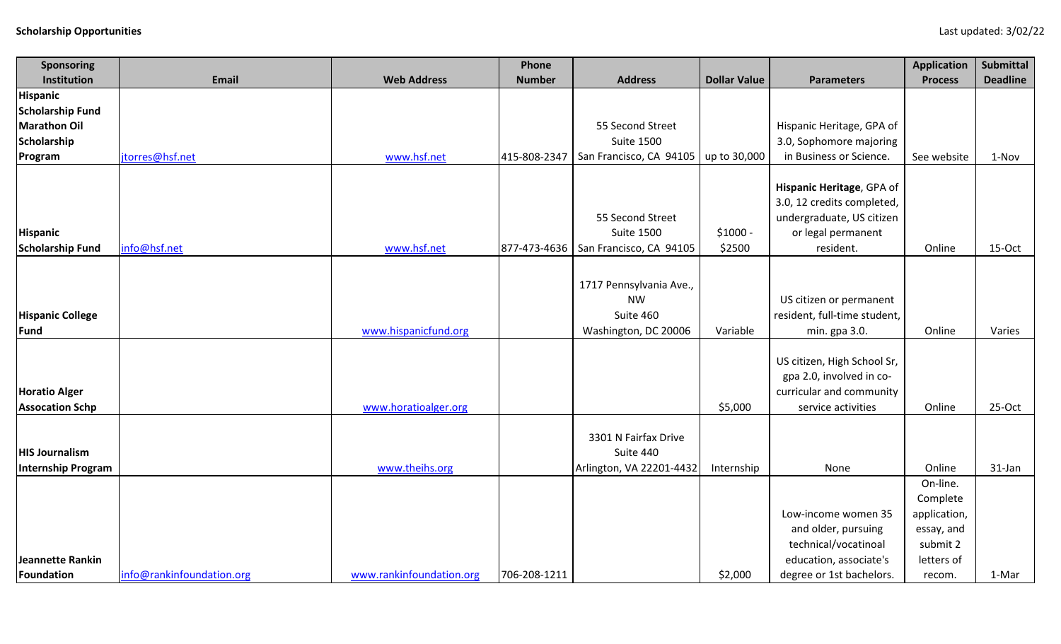**Scholarship Opportunities**

Last updated: 3/02/22

| Sponsoring Institution | Email | Web Address | Phone Number | Address | Dollar Value | Parameters | Application Process | Submittal Deadline |
|---|---|---|---|---|---|---|---|---|
| Hispanic Scholarship Fund Marathon Oil Scholarship Program | jtorres@hsf.net | www.hsf.net | 415-808-2347 | 55 Second Street Suite 1500 San Francisco, CA 94105 | up to 30,000 | Hispanic Heritage, GPA of 3.0, Sophomore majoring in Business or Science. | See website | 1-Nov |
| Hispanic Scholarship Fund | info@hsf.net | www.hsf.net | 877-473-4636 | 55 Second Street Suite 1500 San Francisco, CA 94105 | $1000 - $2500 | **Hispanic Heritage**, GPA of 3.0, 12 credits completed, undergraduate, US citizen or legal permanent resident. | Online | 15-Oct |
| Hispanic College Fund | | www.hispanicfund.org | | 1717 Pennsylvania Ave., NW Suite 460 Washington, DC 20006 | Variable | US citizen or permanent resident, full-time student, min. gpa 3.0. | Online | Varies |
| Horatio Alger Assocation Schp | | www.horatioalger.org | | | $5,000 | US citizen, High School Sr, gpa 2.0, involved in co-curricular and community service activities | Online | 25-Oct |
| HIS Journalism Internship Program | | www.theihs.org | | 3301 N Fairfax Drive Suite 440 Arlington, VA 22201-4432 | Internship | None | Online | 31-Jan |
| Jeannette Rankin Foundation | info@rankinfoundation.org | www.rankinfoundation.org | 706-208-1211 | | $2,000 | Low-income women 35 and older, pursuing technical/vocatinoal education, associate's degree or 1st bachelors. | On-line. Complete application, essay, and submit 2 letters of recom. | 1-Mar |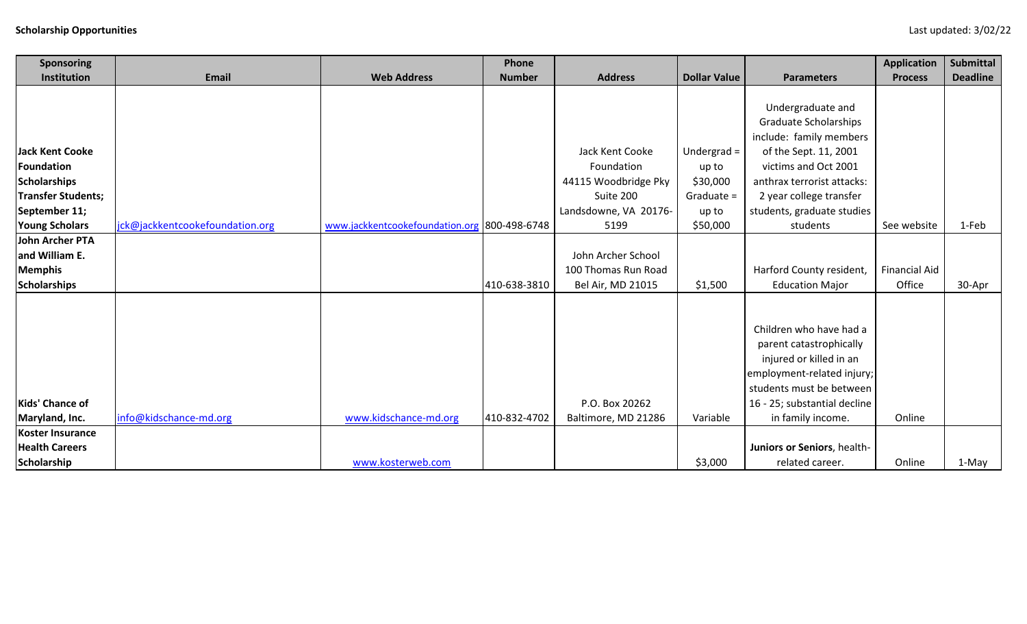**Scholarship Opportunities**

Last updated: 3/02/22

| Sponsoring Institution | Email | Web Address | Phone Number | Address | Dollar Value | Parameters | Application Process | Submittal Deadline |
|---|---|---|---|---|---|---|---|---|
| **Jack Kent Cooke Foundation Scholarships Transfer Students; September 11; Young Scholars** | jck@jackkentcookefoundation.org | www.jackkentcookefoundation.org | 800-498-6748 | Jack Kent Cooke Foundation 44115 Woodbridge Pky Suite 200 Landsdowne, VA 20176-5199 | Undergrad = up to $30,000 Graduate = up to $50,000 | Undergraduate and Graduate Scholarships include: family members of the Sept. 11, 2001 victims and Oct 2001 anthrax terrorist attacks: 2 year college transfer students, graduate studies students | See website | 1-Feb |
| **John Archer PTA and William E. Memphis Scholarships** | | | 410-638-3810 | John Archer School 100 Thomas Run Road Bel Air, MD 21015 | $1,500 | Harford County resident, Education Major | Financial Aid Office | 30-Apr |
| **Kids' Chance of Maryland, Inc.** | info@kidschance-md.org | www.kidschance-md.org | 410-832-4702 | P.O. Box 20262 Baltimore, MD 21286 | Variable | Children who have had a parent catastrophically injured or killed in an employment-related injury; students must be between 16 - 25; substantial decline in family income. | Online | |
| **Koster Insurance Health Careers Scholarship** | | www.kosterweb.com | | | $3,000 | **Juniors or Seniors**, health-related career. | Online | 1-May |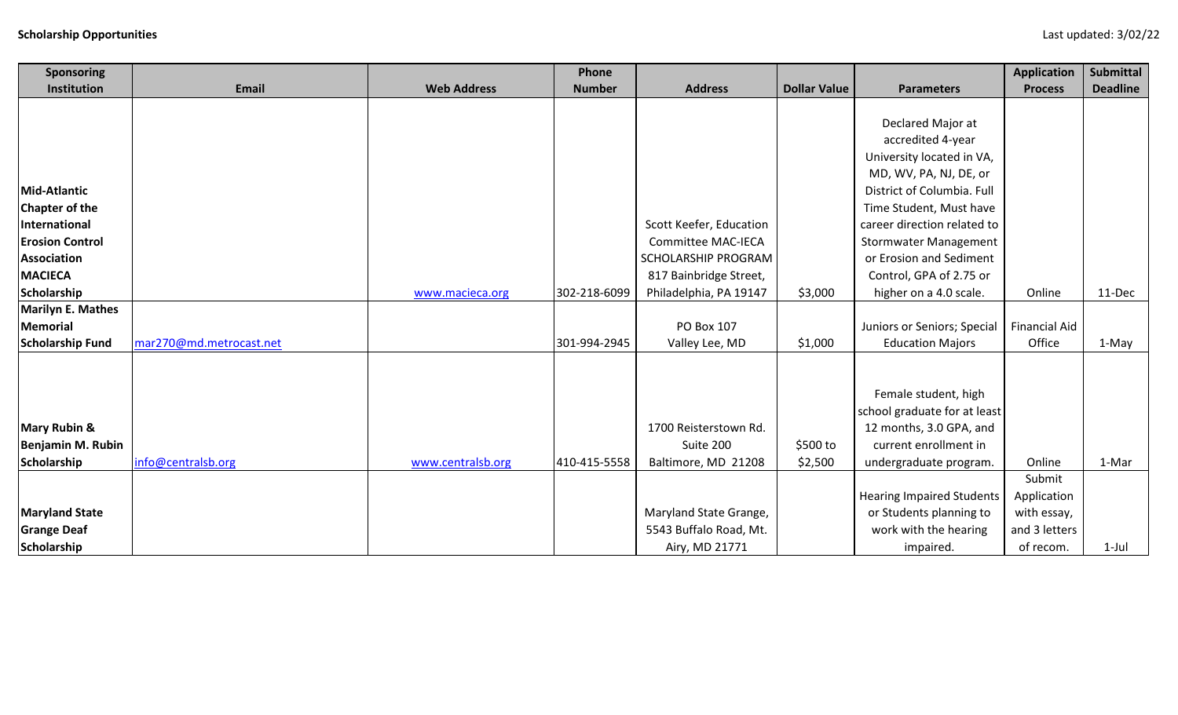**Scholarship Opportunities**

Last updated: 3/02/22

| Sponsoring Institution | Email | Web Address | Phone Number | Address | Dollar Value | Parameters | Application Process | Submittal Deadline |
|---|---|---|---|---|---|---|---|---|
| **Mid-Atlantic Chapter of the International Erosion Control Association MACIECA Scholarship** | | www.macieca.org | 302-218-6099 | Scott Keefer, Education Committee MAC-IECA SCHOLARSHIP PROGRAM 817 Bainbridge Street, Philadelphia, PA 19147 | $3,000 | Declared Major at accredited 4-year University located in VA, MD, WV, PA, NJ, DE, or District of Columbia. Full Time Student, Must have career direction related to Stormwater Management or Erosion and Sediment Control, GPA of 2.75 or higher on a 4.0 scale. | Online | 11-Dec |
| **Marilyn E. Mathes Memorial Scholarship Fund** | mar270@md.metrocast.net | | 301-994-2945 | PO Box 107 Valley Lee, MD | $1,000 | Juniors or Seniors; Special Education Majors | Financial Aid Office | 1-May |
| **Mary Rubin & Benjamin M. Rubin Scholarship** | info@centralsb.org | www.centralsb.org | 410-415-5558 | 1700 Reisterstown Rd. Suite 200 Baltimore, MD 21208 | $500 to $2,500 | Female student, high school graduate for at least 12 months, 3.0 GPA, and current enrollment in undergraduate program. | Online | 1-Mar |
| **Maryland State Grange Deaf Scholarship** | | | | Maryland State Grange, 5543 Buffalo Road, Mt. Airy, MD 21771 | | Hearing Impaired Students or Students planning to work with the hearing impaired. | Submit Application with essay, and 3 letters of recom. | 1-Jul |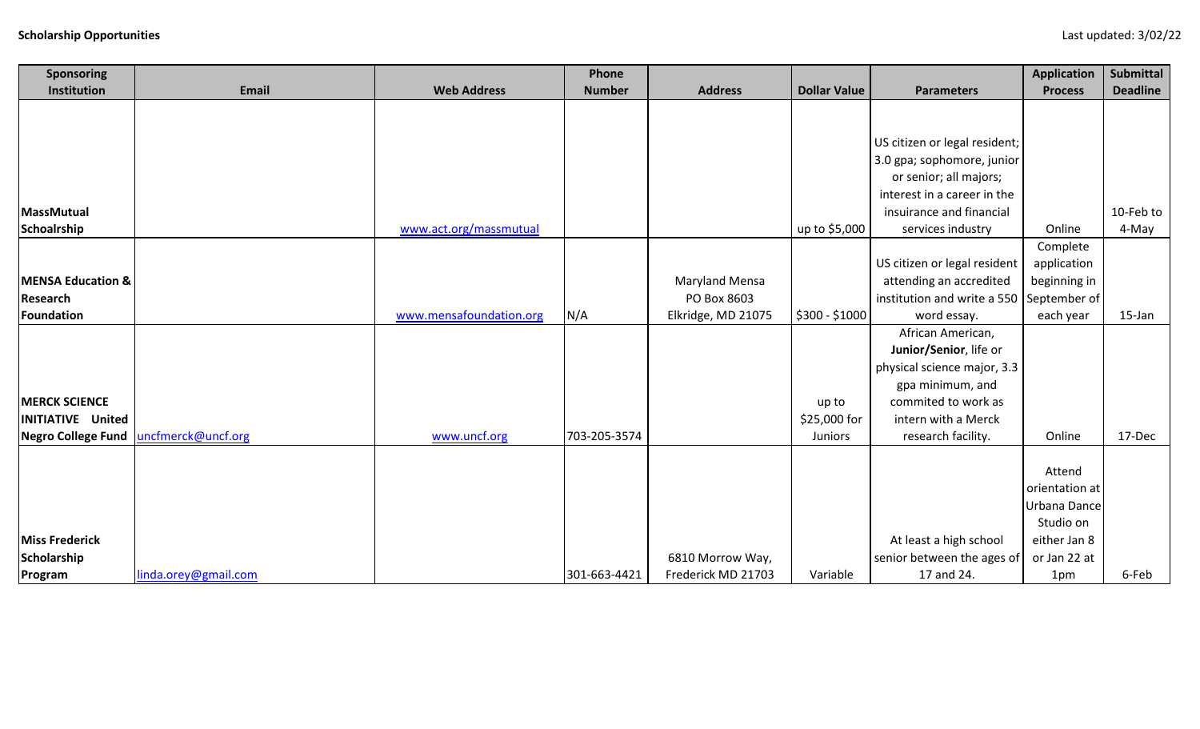**Scholarship Opportunities**

Last updated: 3/02/22

| Sponsoring Institution | Email | Web Address | Phone Number | Address | Dollar Value | Parameters | Application Process | Submittal Deadline |
|---|---|---|---|---|---|---|---|---|
| **MassMutual Schoalrship** | | www.act.org/massmutual | | | up to $5,000 | US citizen or legal resident; 3.0 gpa; sophomore, junior or senior; all majors; interest in a career in the insiurance and financial services industry | Online | 10-Feb to 4-May |
| **MENSA Education & Research Foundation** | | www.mensafoundation.org | N/A | Maryland Mensa PO Box 8603 Elkridge, MD 21075 | $300 - $1000 | US citizen or legal resident attending an accredited institution and write a 550 word essay. | Complete application beginning in September of each year | 15-Jan |
| **MERCK SCIENCE INITIATIVE United Negro College Fund** | uncfmerck@uncf.org | www.uncf.org | 703-205-3574 | | up to $25,000 for Juniors | African American, **Junior/Senior**, life or physical science major, 3.3 gpa minimum, and commited to work as intern with a Merck research facility. | Online | 17-Dec |
| **Miss Frederick Scholarship Program** | linda.orey@gmail.com | | 301-663-4421 | 6810 Morrow Way, Frederick MD 21703 | Variable | At least a high school senior between the ages of 17 and 24. | Attend orientation at Urbana Dance Studio on either Jan 8 or Jan 22 at 1pm | 6-Feb |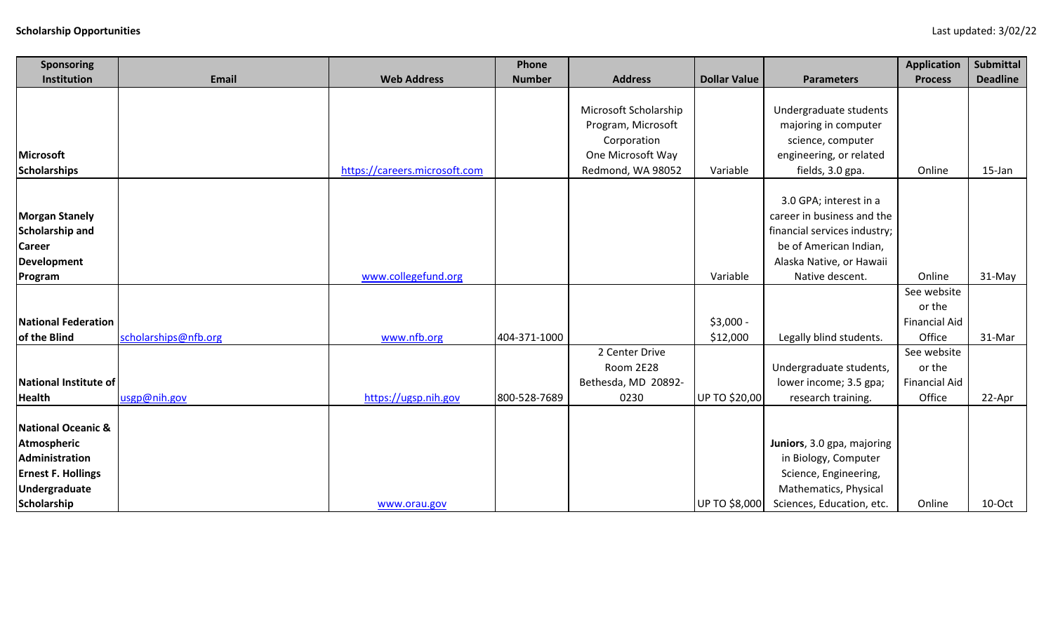**Scholarship Opportunities**

Last updated: 3/02/22

| Sponsoring Institution | Email | Web Address | Phone Number | Address | Dollar Value | Parameters | Application Process | Submittal Deadline |
|---|---|---|---|---|---|---|---|---|
| **Microsoft Scholarships** | | https://careers.microsoft.com | | Microsoft Scholarship Program, Microsoft Corporation One Microsoft Way Redmond, WA 98052 | Variable | Undergraduate students majoring in computer science, computer engineering, or related fields, 3.0 gpa. | Online | 15-Jan |
| **Morgan Stanely Scholarship and Career Development Program** | | www.collegefund.org | | | Variable | 3.0 GPA; interest in a career in business and the financial services industry; be of American Indian, Alaska Native, or Hawaii Native descent. | Online | 31-May |
| **National Federation of the Blind** | scholarships@nfb.org | www.nfb.org | 404-371-1000 | | $3,000 - $12,000 | Legally blind students. | See website or the Financial Aid Office | 31-Mar |
| **National Institute of Health** | usgp@nih.gov | https://ugsp.nih.gov | 800-528-7689 | 2 Center Drive Room 2E28 Bethesda, MD 20892-0230 | UP TO $20,00 | Undergraduate students, lower income; 3.5 gpa; research training. | See website or the Financial Aid Office | 22-Apr |
| **National Oceanic & Atmospheric Administration Ernest F. Hollings Undergraduate Scholarship** | | www.orau.gov | | | UP TO $8,000 | **Juniors**, 3.0 gpa, majoring in Biology, Computer Science, Engineering, Mathematics, Physical Sciences, Education, etc. | Online | 10-Oct |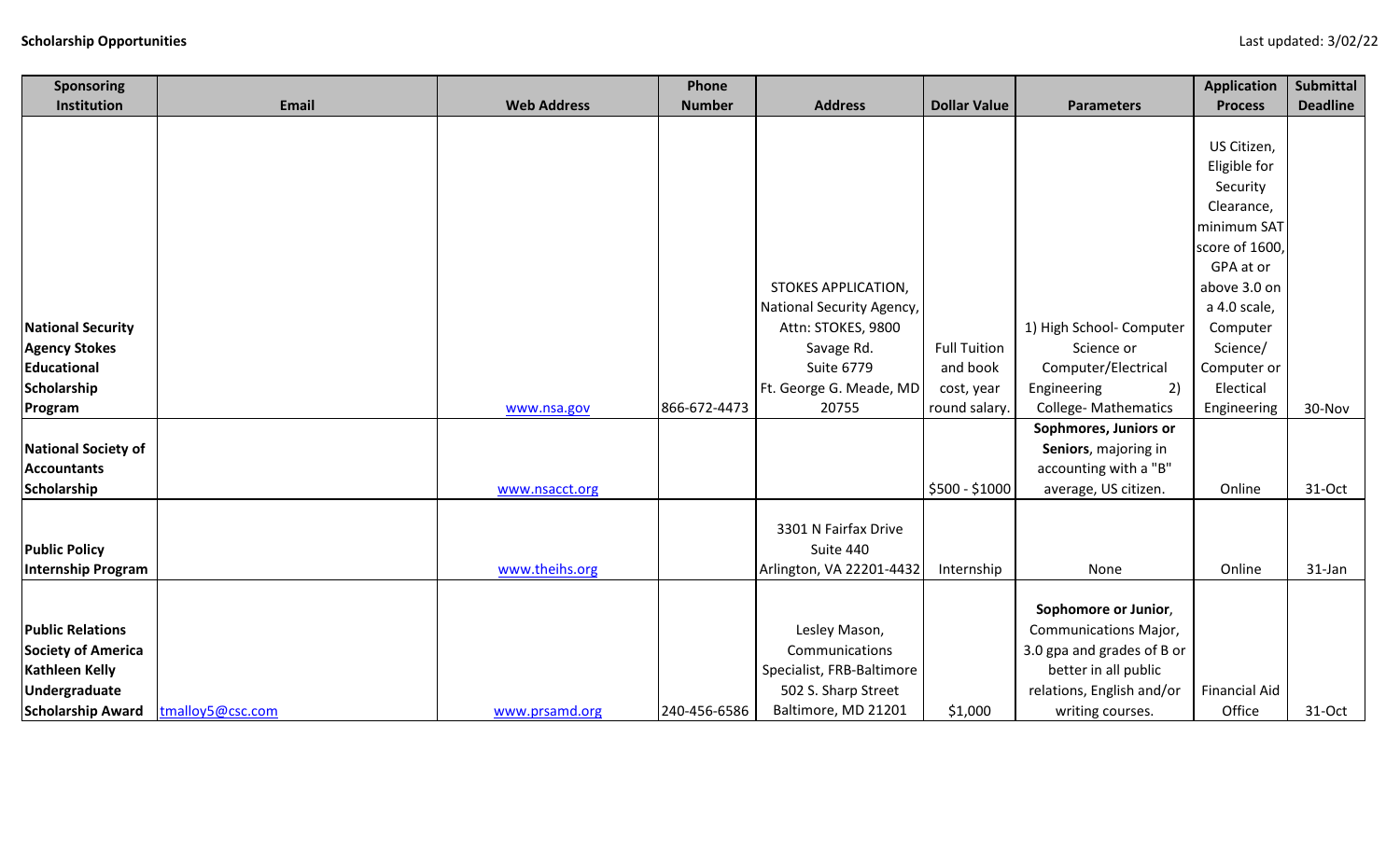**Scholarship Opportunities**

Last updated: 3/02/22

| Sponsoring Institution | Email | Web Address | Phone Number | Address | Dollar Value | Parameters | Application Process | Submittal Deadline |
|---|---|---|---|---|---|---|---|---|
| **National Security Agency Stokes Educational Scholarship Program** | | www.nsa.gov | 866-672-4473 | STOKES APPLICATION, National Security Agency, Attn: STOKES, 9800 Savage Rd. Suite 6779 Ft. George G. Meade, MD 20755 | Full Tuition and book cost, year round salary. | 1) High School- Computer Science or Computer/Electrical Engineering 2) College- Mathematics | US Citizen, Eligible for Security Clearance, minimum SAT score of 1600, GPA at or above 3.0 on a 4.0 scale, Computer Science/ Computer or Electical Engineering | 30-Nov |
| **National Society of Accountants Scholarship** | | www.nsacct.org | | | \$500 - \$1000 | **Sophmores, Juniors or Seniors**, majoring in accounting with a "B" average, US citizen. | Online | 31-Oct |
| **Public Policy Internship Program** | | www.theihs.org | | 3301 N Fairfax Drive Suite 440 Arlington, VA 22201-4432 | Internship | None | Online | 31-Jan |
| **Public Relations Society of America Kathleen Kelly Undergraduate Scholarship Award** | tmalloy5@csc.com | www.prsamd.org | 240-456-6586 | Lesley Mason, Communications Specialist, FRB-Baltimore 502 S. Sharp Street Baltimore, MD 21201 | \$1,000 | **Sophomore or Junior**, Communications Major, 3.0 gpa and grades of B or better in all public relations, English and/or writing courses. | Financial Aid Office | 31-Oct |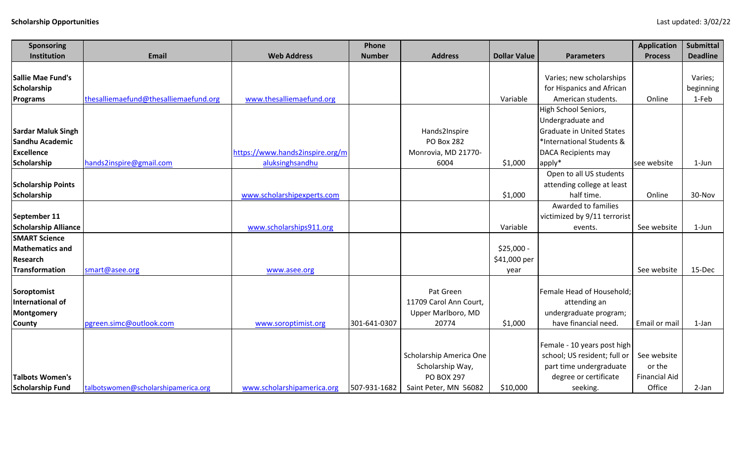**Scholarship Opportunities**

Last updated: 3/02/22

| Sponsoring Institution | Email | Web Address | Phone Number | Address | Dollar Value | Parameters | Application Process | Submittal Deadline |
|---|---|---|---|---|---|---|---|---|
| **Sallie Mae Fund's Scholarship Programs** | thesalliemaefund@thesalliemaefund.org | www.thesalliemaefund.org | | | Variable | Varies; new scholarships for Hispanics and African American students. | Online | Varies; beginning 1-Feb |
| **Sardar Maluk Singh Sandhu Academic Excellence Scholarship** | hands2inspire@gmail.com | https://www.hands2inspire.org/maluksinghsandhu | | Hands2Inspire PO Box 282 Monrovia, MD 21770-6004 | $1,000 | High School Seniors, Undergraduate and Graduate in United States *International Students & DACA Recipients may apply* | see website | 1-Jun |
| **Scholarship Points Scholarship** | | www.scholarshipexperts.com | | | $1,000 | Open to all US students attending college at least half time. | Online | 30-Nov |
| **September 11 Scholarship Alliance** | | www.scholarships911.org | | | Variable | Awarded to families victimized by 9/11 terrorist events. | See website | 1-Jun |
| **SMART Science Mathematics and Research Transformation** | smart@asee.org | www.asee.org | | | $25,000 - $41,000 per year | | See website | 15-Dec |
| **Soroptomist International of Montgomery County** | pgreen.simc@outlook.com | www.soroptimist.org | 301-641-0307 | Pat Green 11709 Carol Ann Court, Upper Marlboro, MD 20774 | $1,000 | Female Head of Household; attending an undergraduate program; have financial need. | Email or mail | 1-Jan |
| **Talbots Women's Scholarship Fund** | talbotswomen@scholarshipamerica.org | www.scholarshipamerica.org | 507-931-1682 | Scholarship America One Scholarship Way, PO BOX 297 Saint Peter, MN 56082 | $10,000 | Female - 10 years post high school; US resident; full or part time undergraduate degree or certificate seeking. | See website or the Financial Aid Office | 2-Jan |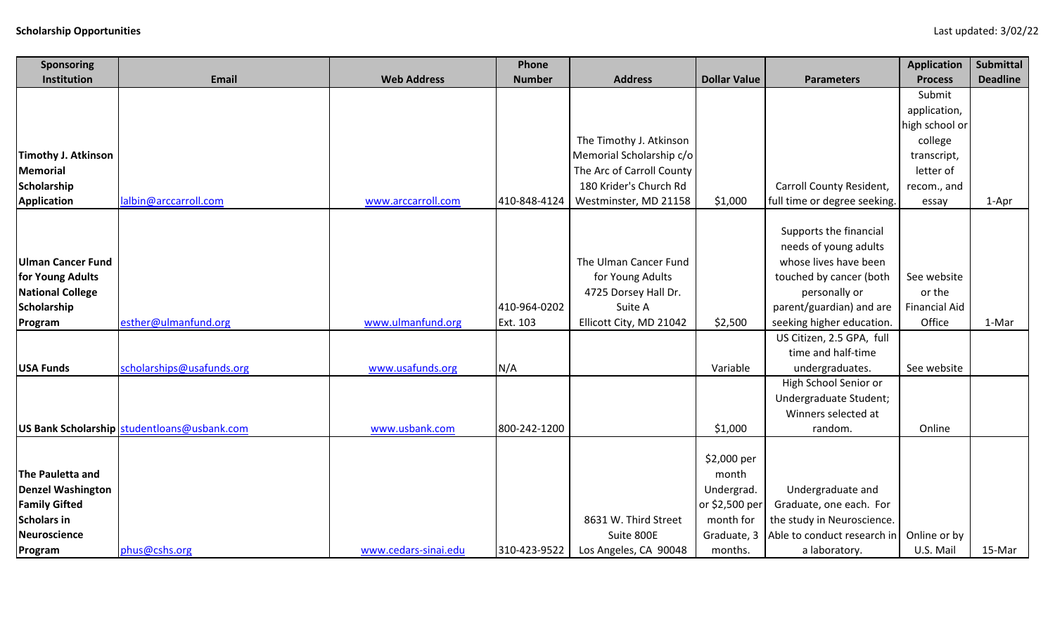**Scholarship Opportunities**

Last updated: 3/02/22

| Sponsoring Institution | Email | Web Address | Phone Number | Address | Dollar Value | Parameters | Application Process | Submittal Deadline |
|---|---|---|---|---|---|---|---|---|
| **Timothy J. Atkinson Memorial Scholarship Application** | lalbin@arccarroll.com | www.arccarroll.com | 410-848-4124 | The Timothy J. Atkinson Memorial Scholarship c/o The Arc of Carroll County 180 Krider's Church Rd Westminster, MD 21158 | $1,000 | Carroll County Resident, full time or degree seeking. | Submit application, high school or college transcript, letter of recom., and essay | 1-Apr |
| **Ulman Cancer Fund for Young Adults National College Scholarship Program** | esther@ulmanfund.org | www.ulmanfund.org | 410-964-0202 Ext. 103 | The Ulman Cancer Fund for Young Adults 4725 Dorsey Hall Dr. Suite A Ellicott City, MD 21042 | $2,500 | Supports the financial needs of young adults whose lives have been touched by cancer (both personally or parent/guardian) and are seeking higher education. | See website or the Financial Aid Office | 1-Mar |
| **USA Funds** | scholarships@usafunds.org | www.usafunds.org | N/A | | Variable | US Citizen, 2.5 GPA, full time and half-time undergraduates. | See website | |
| **US Bank Scholarship** | studentloans@usbank.com | www.usbank.com | 800-242-1200 | | $1,000 | High School Senior or Undergraduate Student; Winners selected at random. | Online | |
| **The Pauletta and Denzel Washington Family Gifted Scholars in Neuroscience Program** | phus@cshs.org | www.cedars-sinai.edu | 310-423-9522 | 8631 W. Third Street Suite 800E Los Angeles, CA 90048 | $2,000 per month Undergrad. or $2,500 per month for Graduate, 3 months. | Undergraduate and Graduate, one each. For the study in Neuroscience. Able to conduct research in a laboratory. | Online or by U.S. Mail | 15-Mar |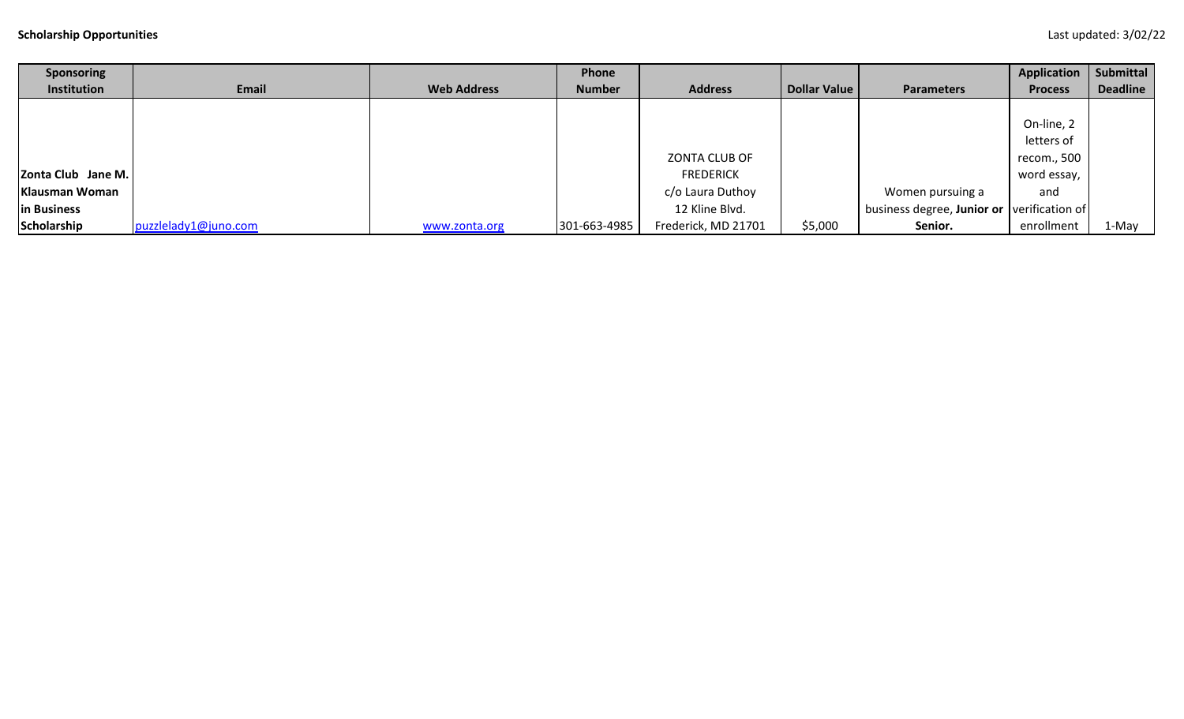**Scholarship Opportunities**

Last updated: 3/02/22

| Sponsoring Institution | Email | Web Address | Phone Number | Address | Dollar Value | Parameters | Application Process | Submittal Deadline |
|---|---|---|---|---|---|---|---|---|
| **Zonta Club Jane M. Klausman Woman in Business Scholarship** | puzzlelady1@juno.com | www.zonta.org | 301-663-4985 | ZONTA CLUB OF FREDERICK c/o Laura Duthoy 12 Kline Blvd. Frederick, MD 21701 | $5,000 | Women pursuing a business degree, **Junior or Senior.** | On-line, 2 letters of recom., 500 word essay, and verification of enrollment | 1-May |